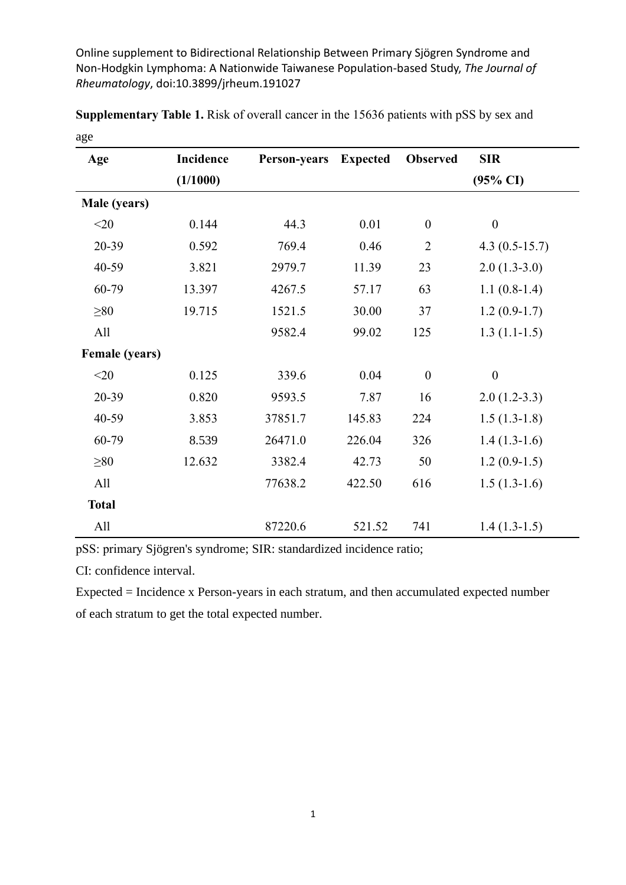Online supplement to Bidirectional Relationship Between Primary Sjögren Syndrome and Non-Hodgkin Lymphoma: A Nationwide Taiwanese Population-based Study, *The Journal of Rheumatology*, doi:10.3899/jrheum.191027

**Supplementary Table 1.** Risk of overall cancer in the 15636 patients with pSS by sex and age

| Age | Incidence (1/1000) | Person-years | Expected | Observed | SIR (95% CI) |
|---|---|---|---|---|---|
| **Male (years)** | | | | | |
| <20 | 0.144 | 44.3 | 0.01 | 0 | 0 |
| 20-39 | 0.592 | 769.4 | 0.46 | 2 | 4.3 (0.5-15.7) |
| 40-59 | 3.821 | 2979.7 | 11.39 | 23 | 2.0 (1.3-3.0) |
| 60-79 | 13.397 | 4267.5 | 57.17 | 63 | 1.1 (0.8-1.4) |
| ≥80 | 19.715 | 1521.5 | 30.00 | 37 | 1.2 (0.9-1.7) |
| All | | 9582.4 | 99.02 | 125 | 1.3 (1.1-1.5) |
| **Female (years)** | | | | | |
| <20 | 0.125 | 339.6 | 0.04 | 0 | 0 |
| 20-39 | 0.820 | 9593.5 | 7.87 | 16 | 2.0 (1.2-3.3) |
| 40-59 | 3.853 | 37851.7 | 145.83 | 224 | 1.5 (1.3-1.8) |
| 60-79 | 8.539 | 26471.0 | 226.04 | 326 | 1.4 (1.3-1.6) |
| ≥80 | 12.632 | 3382.4 | 42.73 | 50 | 1.2 (0.9-1.5) |
| All | | 77638.2 | 422.50 | 616 | 1.5 (1.3-1.6) |
| **Total** | | | | | |
| All | | 87220.6 | 521.52 | 741 | 1.4 (1.3-1.5) |

pSS: primary Sjögren's syndrome; SIR: standardized incidence ratio;

CI: confidence interval.

Expected = Incidence x Person-years in each stratum, and then accumulated expected number of each stratum to get the total expected number.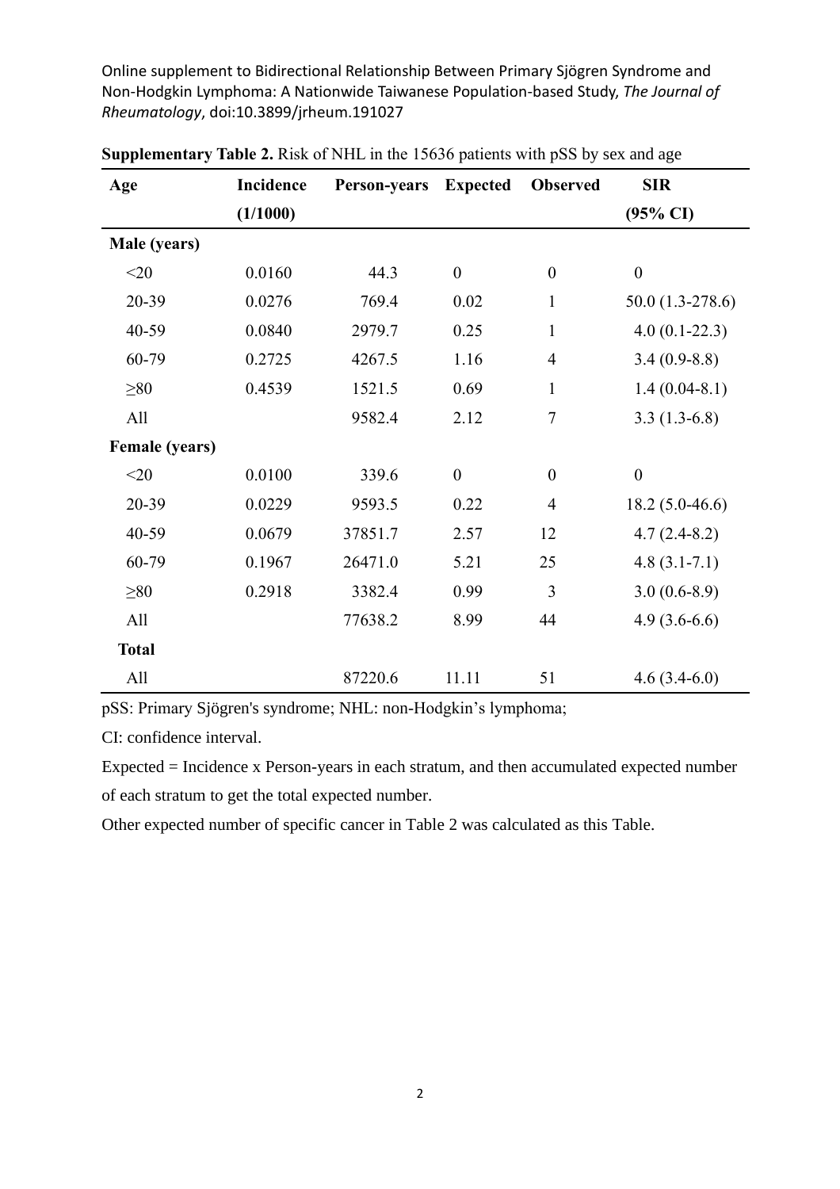**Supplementary Table 2.** Risk of NHL in the 15636 patients with pSS by sex and age

| Age | Incidence (1/1000) | Person-years | Expected | Observed | SIR (95% CI) |
|---|---|---|---|---|---|
| **Male (years)** | | | | | |
| <20 | 0.0160 | 44.3 | 0 | 0 | 0 |
| 20-39 | 0.0276 | 769.4 | 0.02 | 1 | 50.0 (1.3-278.6) |
| 40-59 | 0.0840 | 2979.7 | 0.25 | 1 | 4.0 (0.1-22.3) |
| 60-79 | 0.2725 | 4267.5 | 1.16 | 4 | 3.4 (0.9-8.8) |
| ≥80 | 0.4539 | 1521.5 | 0.69 | 1 | 1.4 (0.04-8.1) |
| All | | 9582.4 | 2.12 | 7 | 3.3 (1.3-6.8) |
| **Female (years)** | | | | | |
| <20 | 0.0100 | 339.6 | 0 | 0 | 0 |
| 20-39 | 0.0229 | 9593.5 | 0.22 | 4 | 18.2 (5.0-46.6) |
| 40-59 | 0.0679 | 37851.7 | 2.57 | 12 | 4.7 (2.4-8.2) |
| 60-79 | 0.1967 | 26471.0 | 5.21 | 25 | 4.8 (3.1-7.1) |
| ≥80 | 0.2918 | 3382.4 | 0.99 | 3 | 3.0 (0.6-8.9) |
| All | | 77638.2 | 8.99 | 44 | 4.9 (3.6-6.6) |
| **Total** | | | | | |
| All | | 87220.6 | 11.11 | 51 | 4.6 (3.4-6.0) |

pSS: Primary Sjögren's syndrome; NHL: non-Hodgkin's lymphoma;

CI: confidence interval.

Expected = Incidence x Person-years in each stratum, and then accumulated expected number of each stratum to get the total expected number.

Other expected number of specific cancer in Table 2 was calculated as this Table.